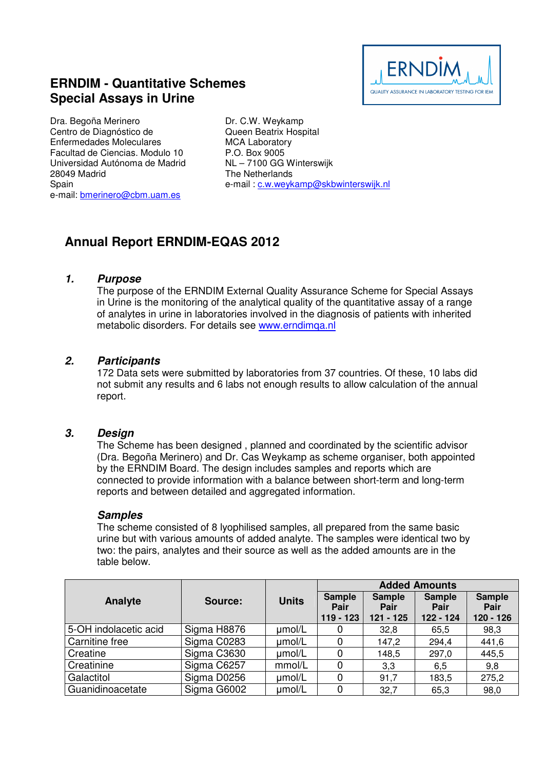# ERNDIM - Quantitative Schemes
# Special Assays in Urine

Dra. Begoña Merinero
Centro de Diagnóstico de Enfermedades Moleculares
Facultad de Ciencias. Modulo 10
Universidad Autónoma de Madrid
28049 Madrid
Spain
e-mail: bmerinero@cbm.uam.es

Dr. C.W. Weykamp
Queen Beatrix Hospital
MCA Laboratory
P.O. Box 9005
NL – 7100 GG Winterswijk
The Netherlands
e-mail : c.w.weykamp@skbwinterswijk.nl

## Annual Report ERNDIM-EQAS 2012

### 1. *Purpose*

The purpose of the ERNDIM External Quality Assurance Scheme for Special Assays in Urine is the monitoring of the analytical quality of the quantitative assay of a range of analytes in urine in laboratories involved in the diagnosis of patients with inherited metabolic disorders. For details see www.erndimqa.nl

### 2. *Participants*

172 Data sets were submitted by laboratories from 37 countries. Of these, 10 labs did not submit any results and 6 labs not enough results to allow calculation of the annual report.

### 3. *Design*

The Scheme has been designed , planned and coordinated by the scientific advisor (Dra. Begoña Merinero) and Dr. Cas Weykamp as scheme organiser, both appointed by the ERNDIM Board. The design includes samples and reports which are connected to provide information with a balance between short-term and long-term reports and between detailed and aggregated information.

#### *Samples*

The scheme consisted of 8 lyophilised samples, all prepared from the same basic urine but with various amounts of added analyte. The samples were identical two by two: the pairs, analytes and their source as well as the added amounts are in the table below.

| Analyte | Source: | Units | Added Amounts | | | |
|---|---|---|---|---|---|---|
| | | | Sample Pair 119 - 123 | Sample Pair 121 - 125 | Sample Pair 122 - 124 | Sample Pair 120 - 126 |
| 5-OH indolacetic acid | Sigma H8876 | µmol/L | 0 | 32,8 | 65,5 | 98,3 |
| Carnitine free | Sigma C0283 | µmol/L | 0 | 147,2 | 294,4 | 441,6 |
| Creatine | Sigma C3630 | µmol/L | 0 | 148,5 | 297,0 | 445,5 |
| Creatinine | Sigma C6257 | mmol/L | 0 | 3,3 | 6,5 | 9,8 |
| Galactitol | Sigma D0256 | µmol/L | 0 | 91,7 | 183,5 | 275,2 |
| Guanidinoacetate | Sigma G6002 | µmol/L | 0 | 32,7 | 65,3 | 98,0 |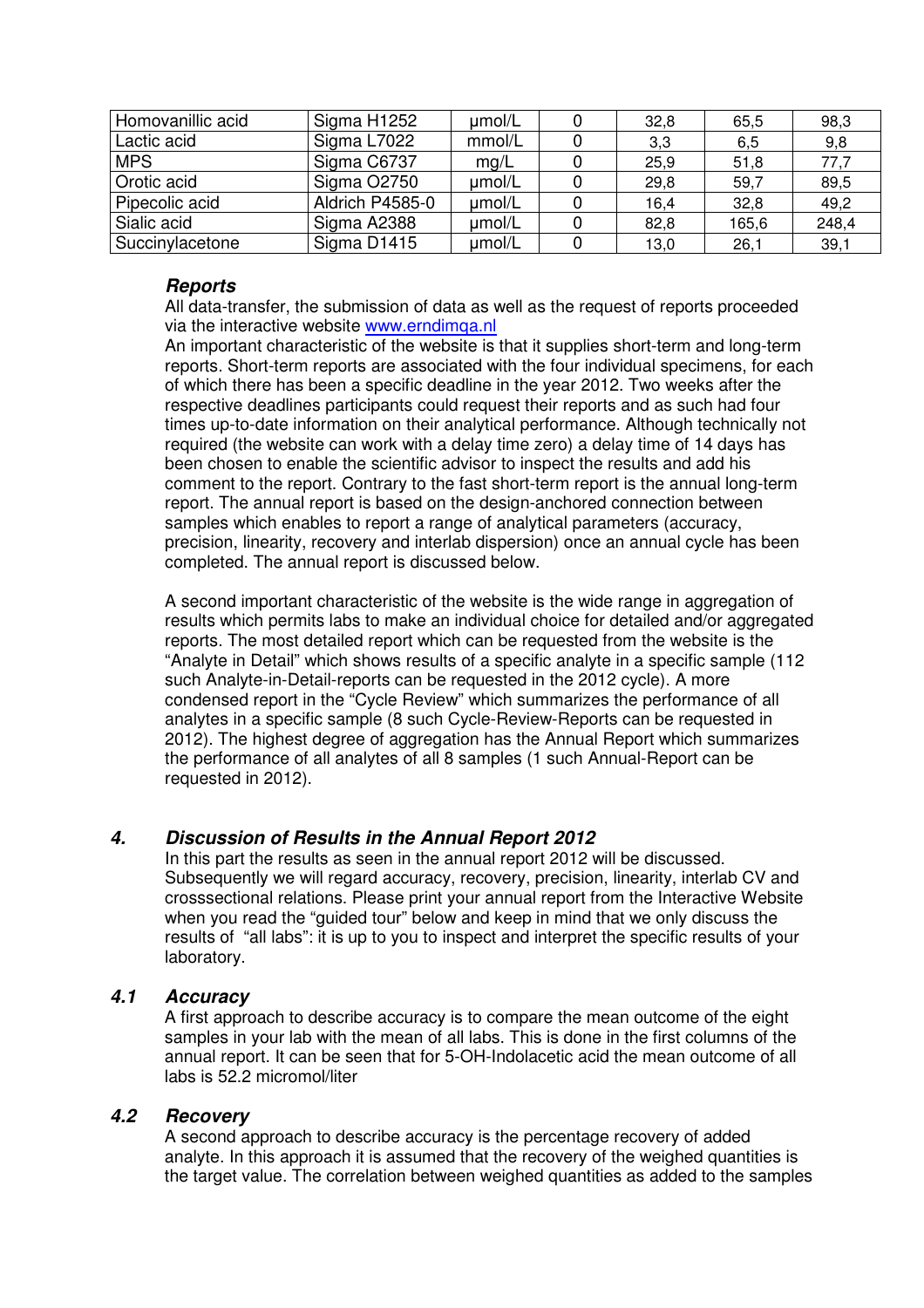| Homovanillic acid | Sigma H1252 | µmol/L | 0 | 32,8 | 65,5 | 98,3 |
|---|---|---|---|---|---|---|
| Lactic acid | Sigma L7022 | mmol/L | 0 | 3,3 | 6,5 | 9,8 |
| MPS | Sigma C6737 | mg/L | 0 | 25,9 | 51,8 | 77,7 |
| Orotic acid | Sigma O2750 | µmol/L | 0 | 29,8 | 59,7 | 89,5 |
| Pipecolic acid | Aldrich P4585-0 | µmol/L | 0 | 16,4 | 32,8 | 49,2 |
| Sialic acid | Sigma A2388 | µmol/L | 0 | 82,8 | 165,6 | 248,4 |
| Succinylacetone | Sigma D1415 | µmol/L | 0 | 13,0 | 26,1 | 39,1 |

### *Reports*

All data-transfer, the submission of data as well as the request of reports proceeded via the interactive website www.erndimqa.nl

An important characteristic of the website is that it supplies short-term and long-term reports. Short-term reports are associated with the four individual specimens, for each of which there has been a specific deadline in the year 2012. Two weeks after the respective deadlines participants could request their reports and as such had four times up-to-date information on their analytical performance. Although technically not required (the website can work with a delay time zero) a delay time of 14 days has been chosen to enable the scientific advisor to inspect the results and add his comment to the report. Contrary to the fast short-term report is the annual long-term report. The annual report is based on the design-anchored connection between samples which enables to report a range of analytical parameters (accuracy, precision, linearity, recovery and interlab dispersion) once an annual cycle has been completed. The annual report is discussed below.

A second important characteristic of the website is the wide range in aggregation of results which permits labs to make an individual choice for detailed and/or aggregated reports. The most detailed report which can be requested from the website is the "Analyte in Detail" which shows results of a specific analyte in a specific sample (112 such Analyte-in-Detail-reports can be requested in the 2012 cycle). A more condensed report in the "Cycle Review" which summarizes the performance of all analytes in a specific sample (8 such Cycle-Review-Reports can be requested in 2012). The highest degree of aggregation has the Annual Report which summarizes the performance of all analytes of all 8 samples (1 such Annual-Report can be requested in 2012).

## *4. Discussion of Results in the Annual Report 2012*

In this part the results as seen in the annual report 2012 will be discussed. Subsequently we will regard accuracy, recovery, precision, linearity, interlab CV and crosssectional relations. Please print your annual report from the Interactive Website when you read the "guided tour" below and keep in mind that we only discuss the results of "all labs": it is up to you to inspect and interpret the specific results of your laboratory.

### *4.1 Accuracy*

A first approach to describe accuracy is to compare the mean outcome of the eight samples in your lab with the mean of all labs. This is done in the first columns of the annual report. It can be seen that for 5-OH-Indolacetic acid the mean outcome of all labs is 52.2 micromol/liter

### *4.2 Recovery*

A second approach to describe accuracy is the percentage recovery of added analyte. In this approach it is assumed that the recovery of the weighed quantities is the target value. The correlation between weighed quantities as added to the samples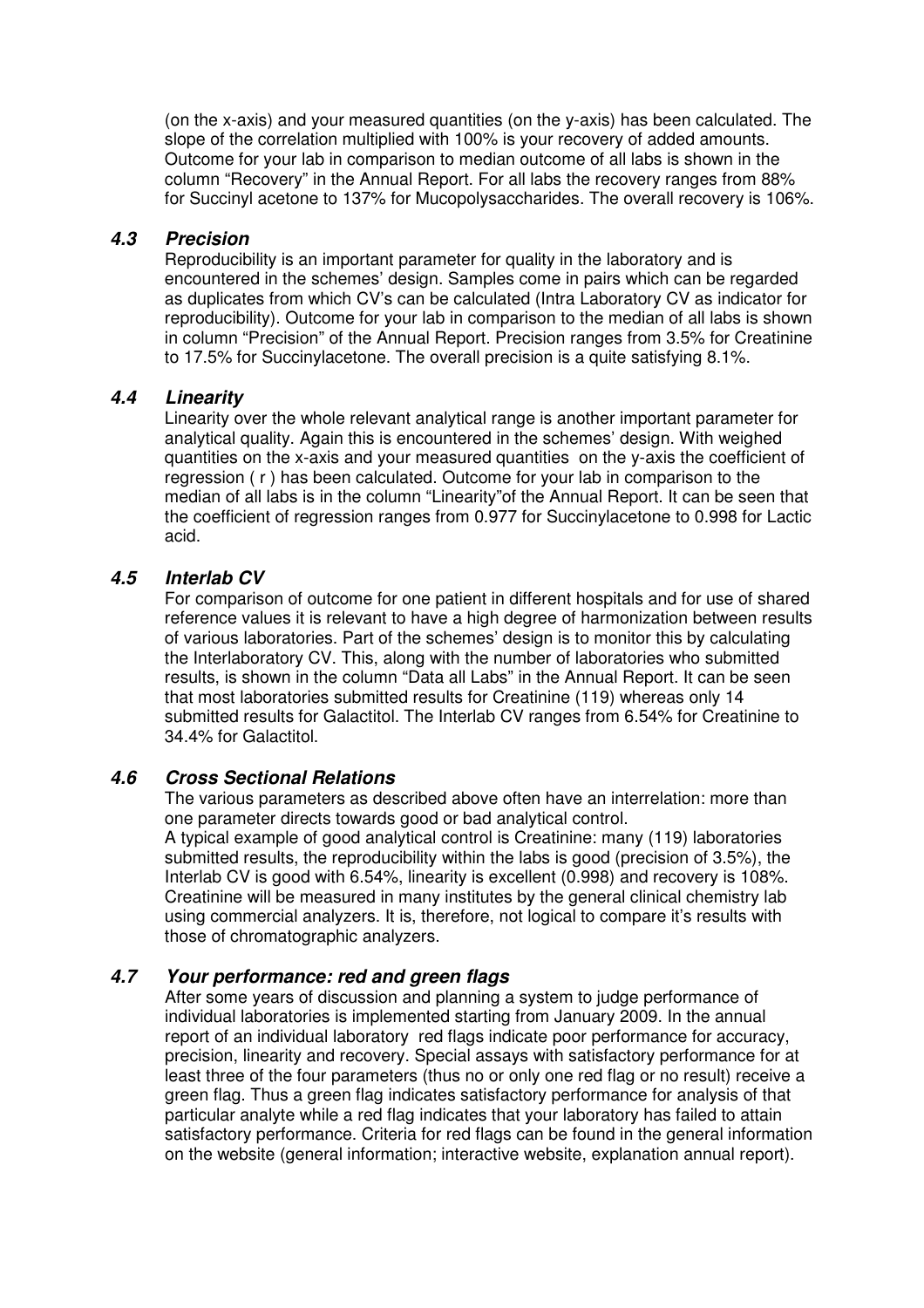(on the x-axis) and your measured quantities (on the y-axis) has been calculated. The slope of the correlation multiplied with 100% is your recovery of added amounts. Outcome for your lab in comparison to median outcome of all labs is shown in the column "Recovery" in the Annual Report. For all labs the recovery ranges from 88% for Succinyl acetone to 137% for Mucopolysaccharides. The overall recovery is 106%.

### *4.3 Precision*

Reproducibility is an important parameter for quality in the laboratory and is encountered in the schemes' design. Samples come in pairs which can be regarded as duplicates from which CV's can be calculated (Intra Laboratory CV as indicator for reproducibility). Outcome for your lab in comparison to the median of all labs is shown in column "Precision" of the Annual Report. Precision ranges from 3.5% for Creatinine to 17.5% for Succinylacetone. The overall precision is a quite satisfying 8.1%.

### *4.4 Linearity*

Linearity over the whole relevant analytical range is another important parameter for analytical quality. Again this is encountered in the schemes' design. With weighed quantities on the x-axis and your measured quantities on the y-axis the coefficient of regression ( r ) has been calculated. Outcome for your lab in comparison to the median of all labs is in the column "Linearity"of the Annual Report. It can be seen that the coefficient of regression ranges from 0.977 for Succinylacetone to 0.998 for Lactic acid.

### *4.5 Interlab CV*

For comparison of outcome for one patient in different hospitals and for use of shared reference values it is relevant to have a high degree of harmonization between results of various laboratories. Part of the schemes' design is to monitor this by calculating the Interlaboratory CV. This, along with the number of laboratories who submitted results, is shown in the column "Data all Labs" in the Annual Report. It can be seen that most laboratories submitted results for Creatinine (119) whereas only 14 submitted results for Galactitol. The Interlab CV ranges from 6.54% for Creatinine to 34.4% for Galactitol.

### *4.6 Cross Sectional Relations*

The various parameters as described above often have an interrelation: more than one parameter directs towards good or bad analytical control.

A typical example of good analytical control is Creatinine: many (119) laboratories submitted results, the reproducibility within the labs is good (precision of 3.5%), the Interlab CV is good with 6.54%, linearity is excellent (0.998) and recovery is 108%. Creatinine will be measured in many institutes by the general clinical chemistry lab using commercial analyzers. It is, therefore, not logical to compare it's results with those of chromatographic analyzers.

### *4.7 Your performance: red and green flags*

After some years of discussion and planning a system to judge performance of individual laboratories is implemented starting from January 2009. In the annual report of an individual laboratory red flags indicate poor performance for accuracy, precision, linearity and recovery. Special assays with satisfactory performance for at least three of the four parameters (thus no or only one red flag or no result) receive a green flag. Thus a green flag indicates satisfactory performance for analysis of that particular analyte while a red flag indicates that your laboratory has failed to attain satisfactory performance. Criteria for red flags can be found in the general information on the website (general information; interactive website, explanation annual report).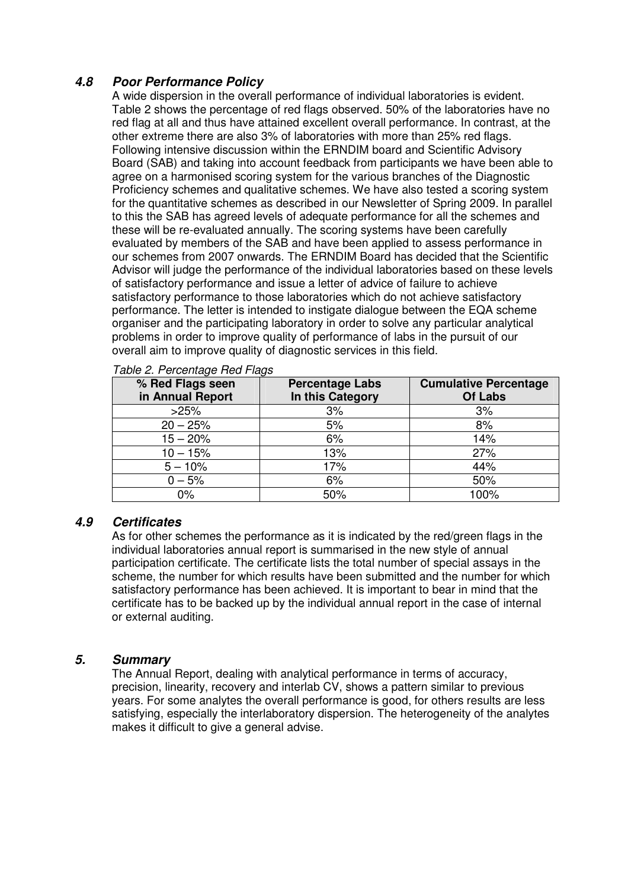### *4.8 Poor Performance Policy*

A wide dispersion in the overall performance of individual laboratories is evident. Table 2 shows the percentage of red flags observed. 50% of the laboratories have no red flag at all and thus have attained excellent overall performance. In contrast, at the other extreme there are also 3% of laboratories with more than 25% red flags. Following intensive discussion within the ERNDIM board and Scientific Advisory Board (SAB) and taking into account feedback from participants we have been able to agree on a harmonised scoring system for the various branches of the Diagnostic Proficiency schemes and qualitative schemes. We have also tested a scoring system for the quantitative schemes as described in our Newsletter of Spring 2009. In parallel to this the SAB has agreed levels of adequate performance for all the schemes and these will be re-evaluated annually. The scoring systems have been carefully evaluated by members of the SAB and have been applied to assess performance in our schemes from 2007 onwards. The ERNDIM Board has decided that the Scientific Advisor will judge the performance of the individual laboratories based on these levels of satisfactory performance and issue a letter of advice of failure to achieve satisfactory performance to those laboratories which do not achieve satisfactory performance. The letter is intended to instigate dialogue between the EQA scheme organiser and the participating laboratory in order to solve any particular analytical problems in order to improve quality of performance of labs in the pursuit of our overall aim to improve quality of diagnostic services in this field.

*Table 2. Percentage Red Flags*

| % Red Flags seen in Annual Report | Percentage Labs In this Category | Cumulative Percentage Of Labs |
|---|---|---|
| >25% | 3% | 3% |
| 20 – 25% | 5% | 8% |
| 15 – 20% | 6% | 14% |
| 10 – 15% | 13% | 27% |
| 5 – 10% | 17% | 44% |
| 0 – 5% | 6% | 50% |
| 0% | 50% | 100% |

### *4.9 Certificates*

As for other schemes the performance as it is indicated by the red/green flags in the individual laboratories annual report is summarised in the new style of annual participation certificate. The certificate lists the total number of special assays in the scheme, the number for which results have been submitted and the number for which satisfactory performance has been achieved. It is important to bear in mind that the certificate has to be backed up by the individual annual report in the case of internal or external auditing.

## *5. Summary*

The Annual Report, dealing with analytical performance in terms of accuracy, precision, linearity, recovery and interlab CV, shows a pattern similar to previous years. For some analytes the overall performance is good, for others results are less satisfying, especially the interlaboratory dispersion. The heterogeneity of the analytes makes it difficult to give a general advise.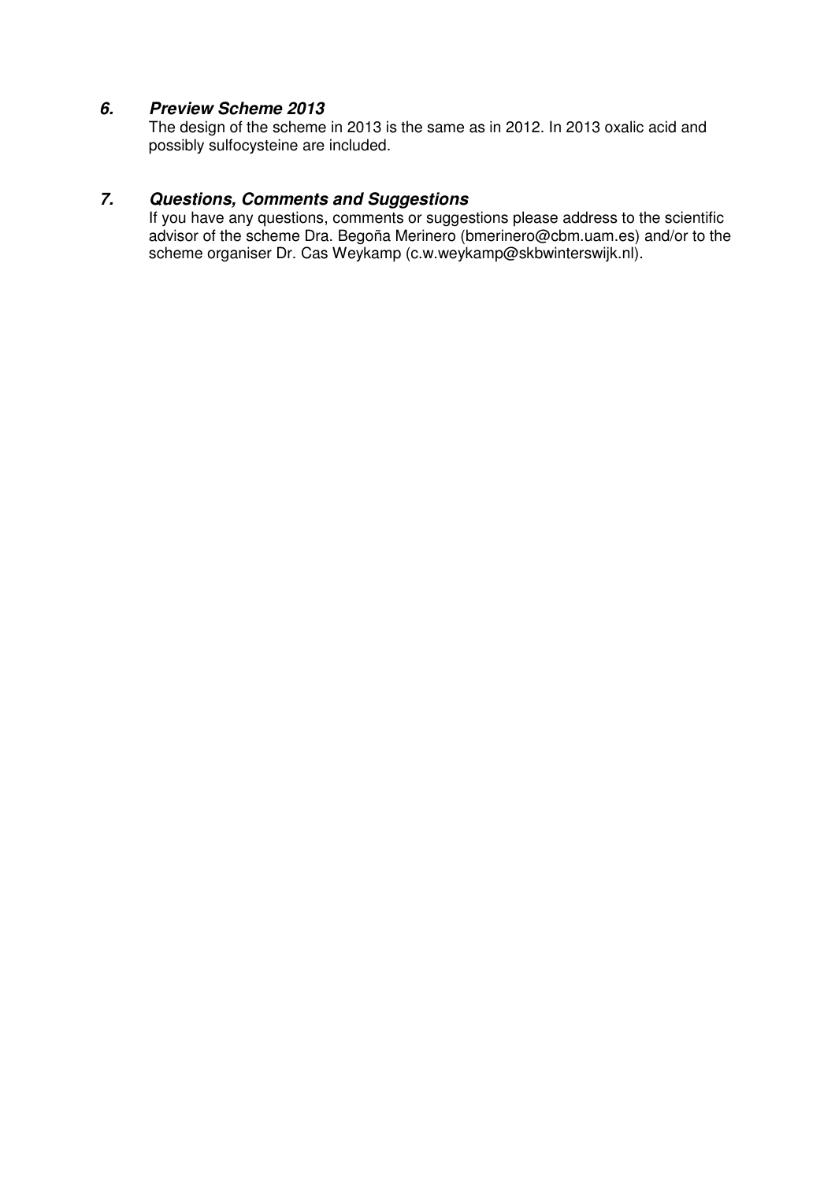## *6. Preview Scheme 2013*

The design of the scheme in 2013 is the same as in 2012. In 2013 oxalic acid and possibly sulfocysteine are included.

## *7. Questions, Comments and Suggestions*

If you have any questions, comments or suggestions please address to the scientific advisor of the scheme Dra. Begoña Merinero (bmerinero@cbm.uam.es) and/or to the scheme organiser Dr. Cas Weykamp (c.w.weykamp@skbwinterswijk.nl).